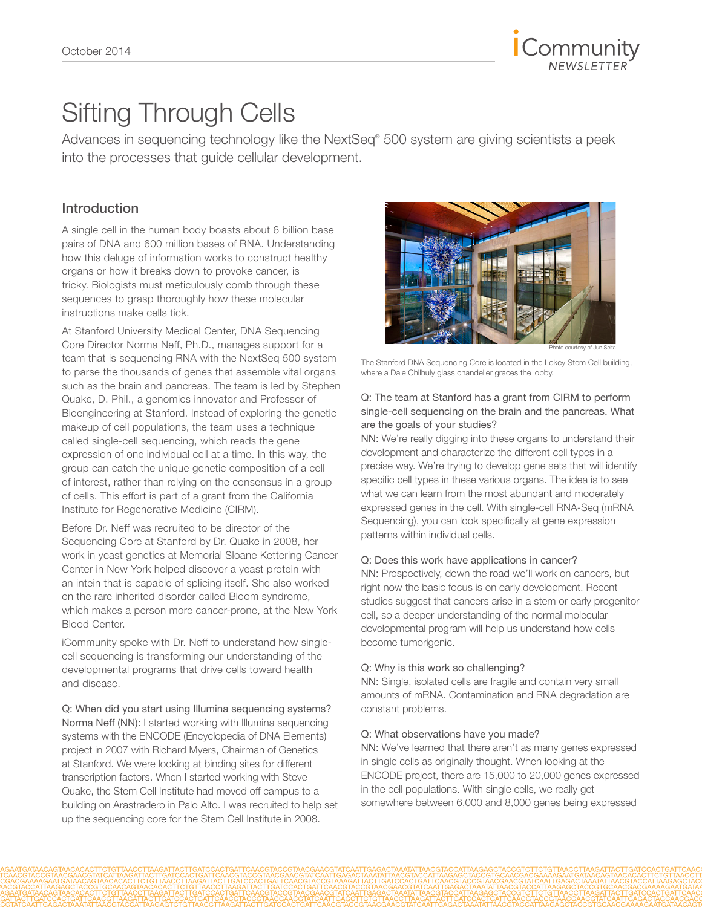# Sifting Through Cells

Advances in sequencing technology like the NextSeq® 500 system are giving scientists a peek into the processes that guide cellular development.

## Introduction

A single cell in the human body boasts about 6 billion base pairs of DNA and 600 million bases of RNA. Understanding how this deluge of information works to construct healthy organs or how it breaks down to provoke cancer, is tricky. Biologists must meticulously comb through these sequences to grasp thoroughly how these molecular instructions make cells tick.

At Stanford University Medical Center, DNA Sequencing Core Director Norma Neff, Ph.D., manages support for a team that is sequencing RNA with the NextSeq 500 system to parse the thousands of genes that assemble vital organs such as the brain and pancreas. The team is led by Stephen Quake, D. Phil., a genomics innovator and Professor of Bioengineering at Stanford. Instead of exploring the genetic makeup of cell populations, the team uses a technique called single-cell sequencing, which reads the gene expression of one individual cell at a time. In this way, the group can catch the unique genetic composition of a cell of interest, rather than relying on the consensus in a group of cells. This effort is part of a grant from the California Institute for Regenerative Medicine (CIRM).

Before Dr. Neff was recruited to be director of the Sequencing Core at Stanford by Dr. Quake in 2008, her work in yeast genetics at Memorial Sloane Kettering Cancer Center in New York helped discover a yeast protein with an intein that is capable of splicing itself. She also worked on the rare inherited disorder called Bloom syndrome, which makes a person more cancer-prone, at the New York Blood Center.

iCommunity spoke with Dr. Neff to understand how single-cell sequencing is transforming our understanding of the developmental programs that drive cells toward health and disease.

Q: When did you start using Illumina sequencing systems?

Norma Neff (NN): I started working with Illumina sequencing systems with the ENCODE (Encyclopedia of DNA Elements) project in 2007 with Richard Myers, Chairman of Genetics at Stanford. We were looking at binding sites for different transcription factors. When I started working with Steve Quake, the Stem Cell Institute had moved off campus to a building on Arastradero in Palo Alto. I was recruited to help set up the sequencing core for the Stem Cell Institute in 2008.

Photo courtesy of Jun Seita

The Stanford DNA Sequencing Core is located in the Lokey Stem Cell building, where a Dale Chilhuly glass chandelier graces the lobby.

Q: The team at Stanford has a grant from CIRM to perform single-cell sequencing on the brain and the pancreas. What are the goals of your studies?

NN: We're really digging into these organs to understand their development and characterize the different cell types in a precise way. We're trying to develop gene sets that will identify specific cell types in these various organs. The idea is to see what we can learn from the most abundant and moderately expressed genes in the cell. With single-cell RNA-Seq (mRNA Sequencing), you can look specifically at gene expression patterns within individual cells.

Q: Does this work have applications in cancer?

NN: Prospectively, down the road we'll work on cancers, but right now the basic focus is on early development. Recent studies suggest that cancers arise in a stem or early progenitor cell, so a deeper understanding of the normal molecular developmental program will help us understand how cells become tumorigenic.

Q: Why is this work so challenging?

NN: Single, isolated cells are fragile and contain very small amounts of mRNA. Contamination and RNA degradation are constant problems.

Q: What observations have you made?

NN: We've learned that there aren't as many genes expressed in single cells as originally thought. When looking at the ENCODE project, there are 15,000 to 20,000 genes expressed in the cell populations. With single cells, we really get somewhere between 6,000 and 8,000 genes being expressed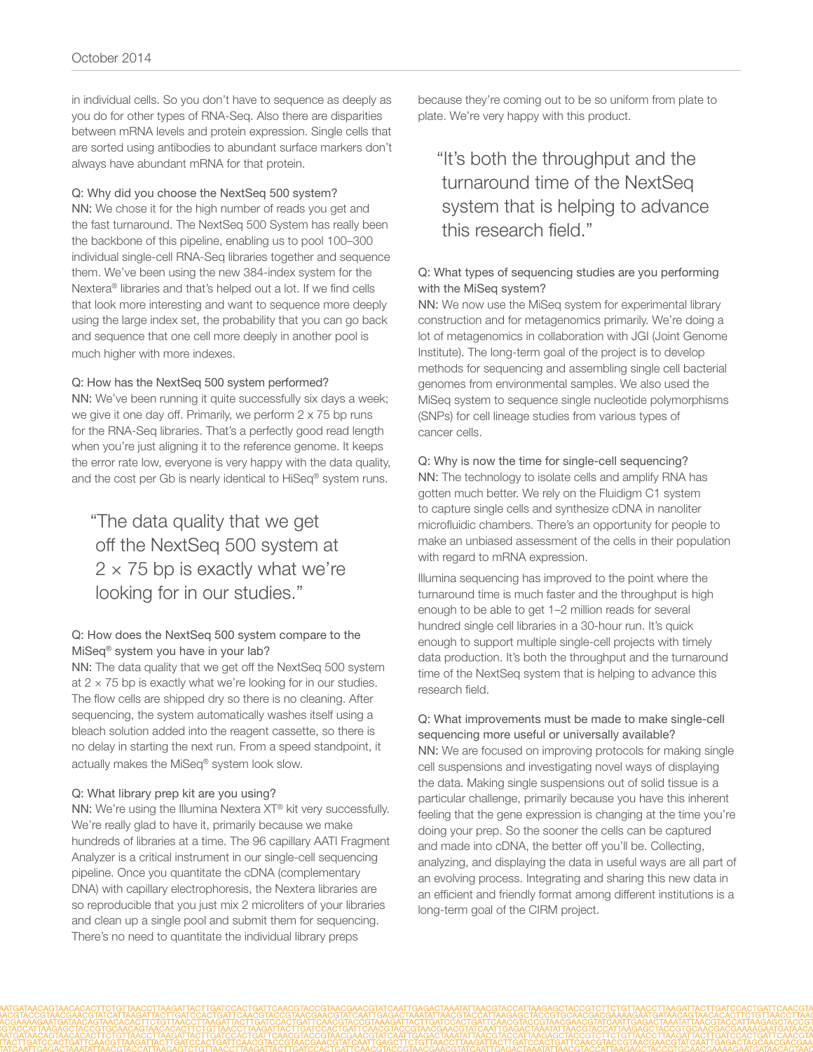in individual cells. So you don't have to sequence as deeply as you do for other types of RNA-Seq. Also there are disparities between mRNA levels and protein expression. Single cells that are sorted using antibodies to abundant surface markers don't always have abundant mRNA for that protein.

**Q: Why did you choose the NextSeq 500 system?**

NN: We chose it for the high number of reads you get and the fast turnaround. The NextSeq 500 System has really been the backbone of this pipeline, enabling us to pool 100–300 individual single-cell RNA-Seq libraries together and sequence them. We've been using the new 384-index system for the Nextera® libraries and that's helped out a lot. If we find cells that look more interesting and want to sequence more deeply using the large index set, the probability that you can go back and sequence that one cell more deeply in another pool is much higher with more indexes.

**Q: How has the NextSeq 500 system performed?**

NN: We've been running it quite successfully six days a week; we give it one day off. Primarily, we perform 2 x 75 bp runs for the RNA-Seq libraries. That's a perfectly good read length when you're just aligning it to the reference genome. It keeps the error rate low, everyone is very happy with the data quality, and the cost per Gb is nearly identical to HiSeq® system runs.

> "The data quality that we get off the NextSeq 500 system at 2 × 75 bp is exactly what we're looking for in our studies."

**Q: How does the NextSeq 500 system compare to the MiSeq® system you have in your lab?**

NN: The data quality that we get off the NextSeq 500 system at 2 × 75 bp is exactly what we're looking for in our studies. The flow cells are shipped dry so there is no cleaning. After sequencing, the system automatically washes itself using a bleach solution added into the reagent cassette, so there is no delay in starting the next run. From a speed standpoint, it actually makes the MiSeq® system look slow.

**Q: What library prep kit are you using?**

NN: We're using the Illumina Nextera XT® kit very successfully. We're really glad to have it, primarily because we make hundreds of libraries at a time. The 96 capillary AATI Fragment Analyzer is a critical instrument in our single-cell sequencing pipeline. Once you quantitate the cDNA (complementary DNA) with capillary electrophoresis, the Nextera libraries are so reproducible that you just mix 2 microliters of your libraries and clean up a single pool and submit them for sequencing. There's no need to quantitate the individual library preps because they're coming out to be so uniform from plate to plate. We're very happy with this product.

> "It's both the throughput and the turnaround time of the NextSeq system that is helping to advance this research field."

**Q: What types of sequencing studies are you performing with the MiSeq system?**

NN: We now use the MiSeq system for experimental library construction and for metagenomics primarily. We're doing a lot of metagenomics in collaboration with JGI (Joint Genome Institute). The long-term goal of the project is to develop methods for sequencing and assembling single cell bacterial genomes from environmental samples. We also used the MiSeq system to sequence single nucleotide polymorphisms (SNPs) for cell lineage studies from various types of cancer cells.

**Q: Why is now the time for single-cell sequencing?**

NN: The technology to isolate cells and amplify RNA has gotten much better. We rely on the Fluidigm C1 system to capture single cells and synthesize cDNA in nanoliter microfluidic chambers. There's an opportunity for people to make an unbiased assessment of the cells in their population with regard to mRNA expression.

Illumina sequencing has improved to the point where the turnaround time is much faster and the throughput is high enough to be able to get 1–2 million reads for several hundred single cell libraries in a 30-hour run. It's quick enough to support multiple single-cell projects with timely data production. It's both the throughput and the turnaround time of the NextSeq system that is helping to advance this research field.

**Q: What improvements must be made to make single-cell sequencing more useful or universally available?**

NN: We are focused on improving protocols for making single cell suspensions and investigating novel ways of displaying the data. Making single suspensions out of solid tissue is a particular challenge, primarily because you have this inherent feeling that the gene expression is changing at the time you're doing your prep. So the sooner the cells can be captured and made into cDNA, the better off you'll be. Collecting, analyzing, and displaying the data in useful ways are all part of an evolving process. Integrating and sharing this new data in an efficient and friendly format among different institutions is a long-term goal of the CIRM project.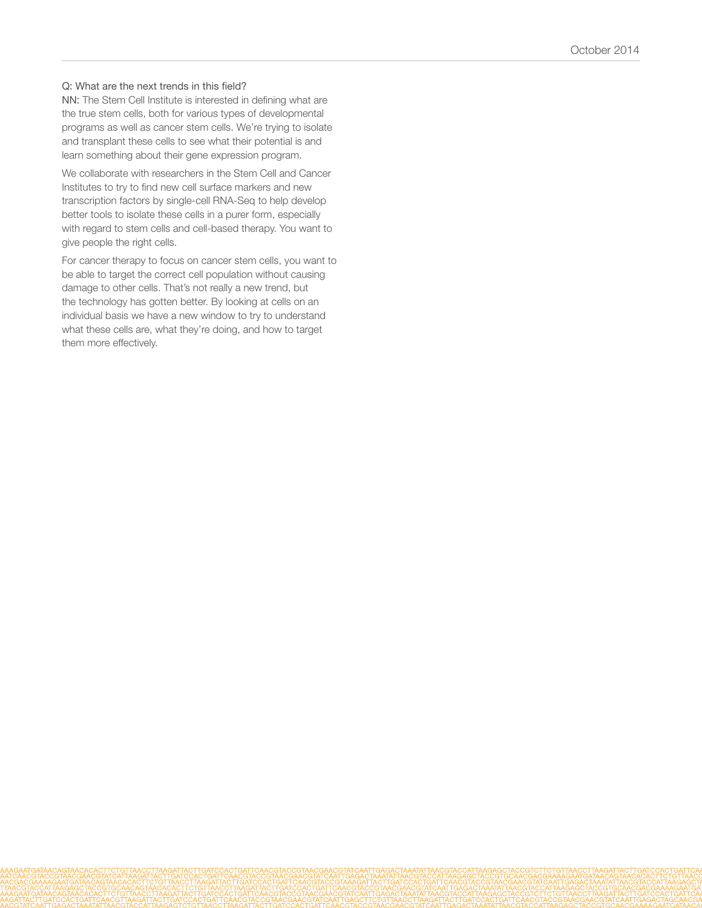Q: What are the next trends in this field?

NN: The Stem Cell Institute is interested in defining what are the true stem cells, both for various types of developmental programs as well as cancer stem cells. We're trying to isolate and transplant these cells to see what their potential is and learn something about their gene expression program.

We collaborate with researchers in the Stem Cell and Cancer Institutes to try to find new cell surface markers and new transcription factors by single-cell RNA-Seq to help develop better tools to isolate these cells in a purer form, especially with regard to stem cells and cell-based therapy. You want to give people the right cells.

For cancer therapy to focus on cancer stem cells, you want to be able to target the correct cell population without causing damage to other cells. That's not really a new trend, but the technology has gotten better. By looking at cells on an individual basis we have a new window to try to understand what these cells are, what they're doing, and how to target them more effectively.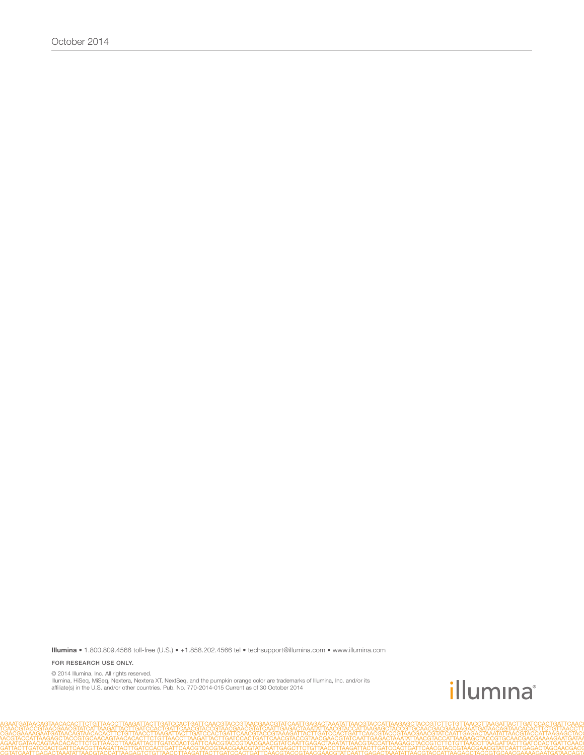October 2014

**Illumina** • 1.800.809.4566 toll-free (U.S.) • +1.858.202.4566 tel • techsupport@illumina.com • www.illumina.com

FOR RESEARCH USE ONLY.

© 2014 Illumina, Inc. All rights reserved.
Illumina, HiSeq, MiSeq, Nextera, Nextera XT, NextSeq, and the pumpkin orange color are trademarks of Illumina, Inc. and/or its affiliate(s) in the U.S. and/or other countries. Pub. No. 770-2014-015 Current as of 30 October 2014